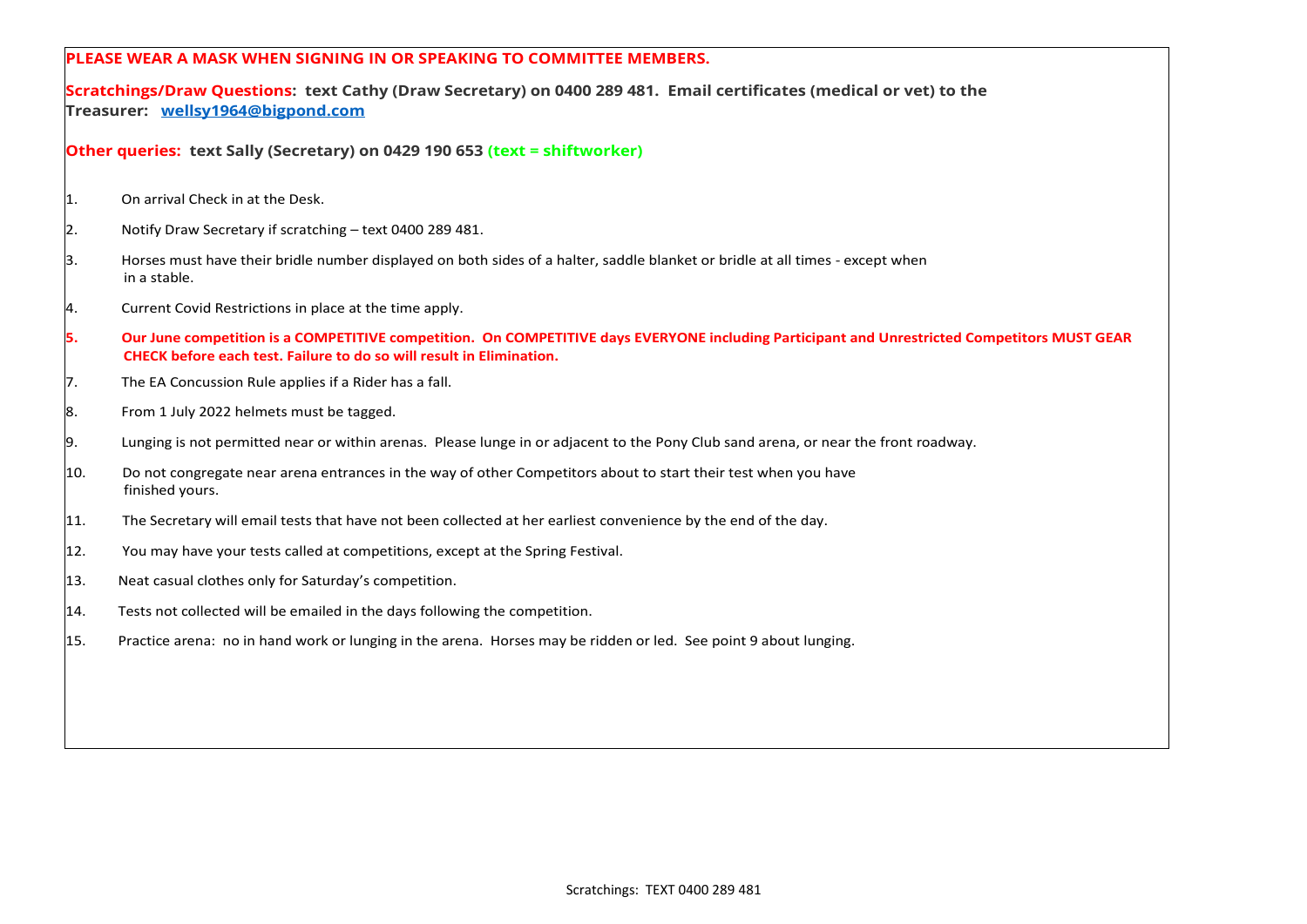**PLEASE WEAR A MASK WHEN SIGNING IN OR SPEAKING TO COMMITTEE MEMBERS.**

**Scratchings/Draw Questions: text Cathy (Draw Secretary) on 0400 289 481. Email certificates (medical or vet) to the Treasurer: [wellsy1964@bigpond.com](mailto:wellsy1964@bigpond.com)**

**Other queries: text Sally (Secretary) on 0429 190 653 (text = shiftworker)**

1. On arrival Check in at the Desk.
2. Notify Draw Secretary if scratching – text 0400 289 481.
3. Horses must have their bridle number displayed on both sides of a halter, saddle blanket or bridle at all times - except when in a stable.
4. Current Covid Restrictions in place at the time apply.
5. **Our June competition is a COMPETITIVE competition. On COMPETITIVE days EVERYONE including Participant and Unrestricted Competitors MUST GEAR CHECK before each test. Failure to do so will result in Elimination.**

7. The EA Concussion Rule applies if a Rider has a fall.
8. From 1 July 2022 helmets must be tagged.
9. Lunging is not permitted near or within arenas. Please lunge in or adjacent to the Pony Club sand arena, or near the front roadway.
10. Do not congregate near arena entrances in the way of other Competitors about to start their test when you have finished yours.
11. The Secretary will email tests that have not been collected at her earliest convenience by the end of the day.
12. You may have your tests called at competitions, except at the Spring Festival.
13. Neat casual clothes only for Saturday's competition.
14. Tests not collected will be emailed in the days following the competition.
15. Practice arena: no in hand work or lunging in the arena. Horses may be ridden or led. See point 9 about lunging.

Scratchings: TEXT 0400 289 481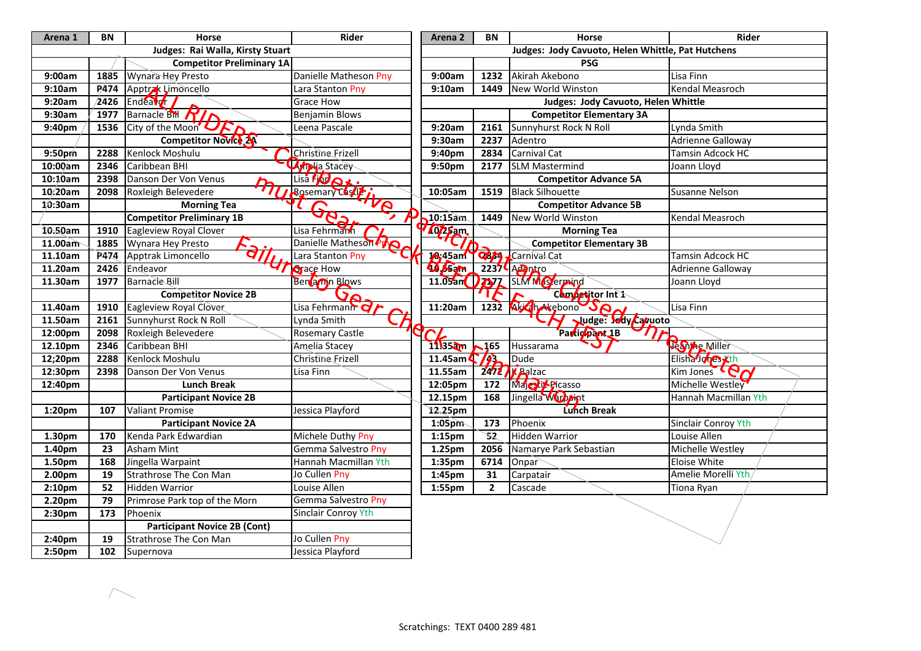| Arena 1 | BN | Horse | Rider |
|---|---|---|---|
| Judges: Rai Walla, Kirsty Stuart | | | |
| | | Competitor Preliminary 1A | |
| 9:00am | 1885 | Wynara Hey Presto | Danielle Matheson Pny |
| 9:10am | P474 | Apptrak Limoncello | Lara Stanton Pny |
| 9:20am | 2426 | Endeavor | Grace How |
| 9:30am | 1977 | Barnacle Bill | Benjamin Blows |
| 9:40pm | 1536 | City of the Moon | Leena Pascale |
| | | Competitor Novice 2A | |
| 9:50pm | 2288 | Kenlock Moshulu | Christine Frizell |
| 10:00am | 2346 | Caribbean BHI | Amelia Stacey |
| 10:10am | 2398 | Danson Der Von Venus | Lisa Finn |
| 10:20am | 2098 | Roxleigh Belevedere | Rosemary Castle |
| 10:30am | | Morning Tea | |
| | | Competitor Preliminary 1B | |
| 10.50am | 1910 | Eagleview Royal Clover | Lisa Fehrmann |
| 11.00am | 1885 | Wynara Hey Presto | Danielle Matheson Pny |
| 11.10am | P474 | Apptrak Limoncello | Lara Stanton Pny |
| 11.20am | 2426 | Endeavor | Grace How |
| 11.30am | 1977 | Barnacle Bill | Benjamin Blows |
| | | Competitor Novice 2B | |
| 11.40am | 1910 | Eagleview Royal Clover | Lisa Fehrmann |
| 11.50am | 2161 | Sunnyhurst Rock N Roll | Lynda Smith |
| 12:00pm | 2098 | Roxleigh Belevedere | Rosemary Castle |
| 12.10pm | 2346 | Caribbean BHI | Amelia Stacey |
| 12;20pm | 2288 | Kenlock Moshulu | Christine Frizell |
| 12:30pm | 2398 | Danson Der Von Venus | Lisa Finn |
| 12:40pm | | Lunch Break | |
| | | Participant Novice 2B | |
| 1:20pm | 107 | Valiant Promise | Jessica Playford |
| | | Participant Novice 2A | |
| 1.30pm | 170 | Kenda Park Edwardian | Michele Duthy Pny |
| 1.40pm | 23 | Asham Mint | Gemma Salvestro Pny |
| 1.50pm | 168 | Jingella Warpaint | Hannah Macmillan Yth |
| 2.00pm | 19 | Strathrose The Con Man | Jo Cullen Pny |
| 2:10pm | 52 | Hidden Warrior | Louise Allen |
| 2.20pm | 79 | Primrose Park top of the Morn | Gemma Salvestro Pny |
| 2.30pm | 173 | Phoenix | Sinclair Conroy Yth |
| | | Participant Novice 2B (Cont) | |
| 2:40pm | 19 | Strathrose The Con Man | Jo Cullen Pny |
| 2:50pm | 102 | Supernova | Jessica Playford |

| Arena 2 | BN | Horse | Rider |
|---|---|---|---|
| Judges: Jody Cavuoto, Helen Whittle, Pat Hutchens | | | |
| | | PSG | |
| 9:00am | 1232 | Akirah Akebono | Lisa Finn |
| 9:10am | 1449 | New World Winston | Kendal Measroch |
| Judges: Jody Cavuoto, Helen Whittle | | | |
| | | Competitor Elementary 3A | |
| 9:20am | 2161 | Sunnyhurst Rock N Roll | Lynda Smith |
| 9:30am | 2237 | Adentro | Adrienne Galloway |
| 9:40pm | 2834 | Carnival Cat | Tamsin Adcock HC |
| 9:50pm | 2177 | SLM Mastermind | Joann Lloyd |
| | | Competitor Advance 5A | |
| 10:05am | 1519 | Black Silhouette | Susanne Nelson |
| | | Competitor Advance 5B | |
| 10:15am | 1449 | New World Winston | Kendal Measroch |
| 10:25am | | Morning Tea | |
| | | Competitor Elementary 3B | |
| 10:45am | 2834 | Carnival Cat | Tamsin Adcock HC |
| 10.55am | 2237 | Adentro | Adrienne Galloway |
| 11.05am | 2177 | SLM Mastermind | Joann Lloyd |
| | | Competitor Int 1 | |
| 11:20am | 1232 | Akirah Akebono | Lisa Finn |
| Judge: Jody Cavuoto | | | |
| | | Participant 1B | |
| 11.35am | 165 | Hussarama | Jeanine Miller |
| 11.45am | 43 | Dude | Elisha Jones Yth |
| 11.55am | 2472 | JJ Balzac | Kim Jones |
| 12:05pm | 172 | Majestik Picasso | Michelle Westley |
| 12.15pm | 168 | Jingella Warpaint | Hannah Macmillan Yth |
| 12.25pm | | Lunch Break | |
| 1:05pm | 173 | Phoenix | Sinclair Conroy Yth |
| 1:15pm | 52 | Hidden Warrior | Louise Allen |
| 1.25pm | 2056 | Namarye Park Sebastian | Michelle Westley |
| 1:35pm | 6714 | Onpar | Eloise White |
| 1:45pm | 31 | Carpatair | Amelie Morelli Yth |
| 1:55pm | 2 | Cascade | Tiona Ryan |

ALL RIDERS - Competitive, Participant and Closed Unrestricted must Gear Check BEFORE EACH TEST

Failure to Gear Check = Elimination

Scratchings: TEXT 0400 289 481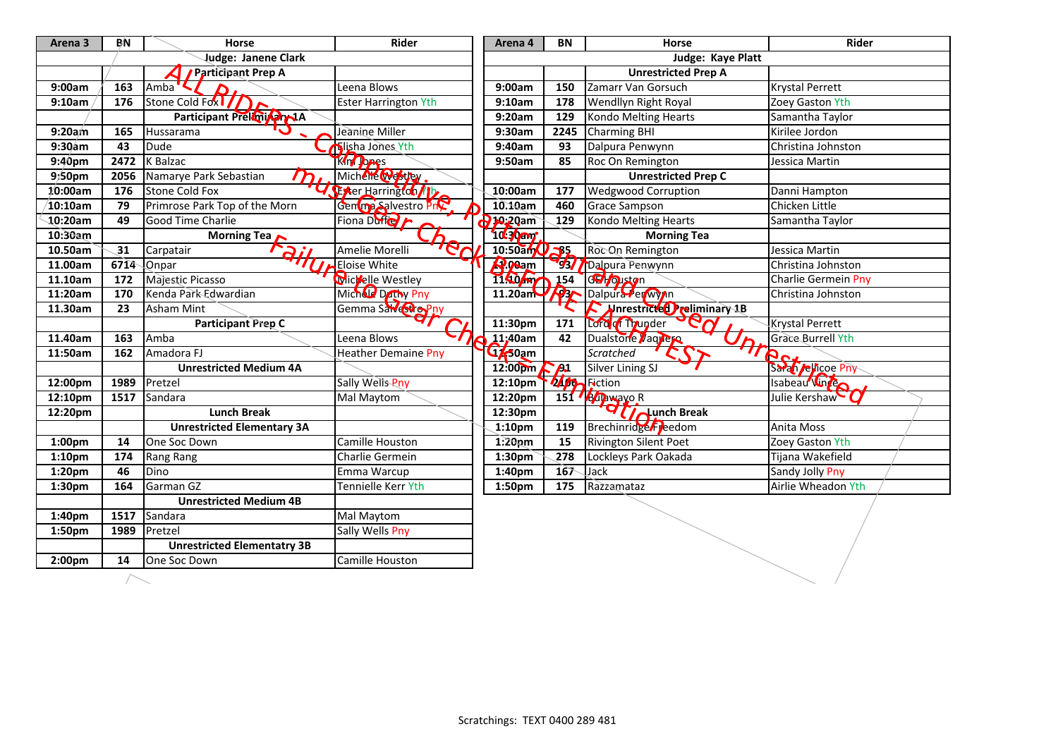ALL RIDERS - Competitive, Participant and Closed Unrestricted must Gear Check BEFORE EACH TEST

Failure to Gear Check = Elimination

| Arena 3 | BN | Horse | Rider |
|---|---|---|---|
| | | Judge: Janene Clark | |
| | | Participant Prep A | |
| 9:00am | 163 | Amba | Leena Blows |
| 9:10am | 176 | Stone Cold Fox | Ester Harrington Yth |
| | | Participant Preliminary 1A | |
| 9:20am | 165 | Hussarama | Jeanine Miller |
| 9:30am | 43 | Dude | Elisha Jones Yth |
| 9:40pm | 2472 | K Balzac | Kim Jones |
| 9:50pm | 2056 | Namarye Park Sebastian | Michelle Westley |
| 10:00am | 176 | Stone Cold Fox | Ester Harrington Yth |
| 10:10am | 79 | Primrose Park Top of the Morn | Gemma Salvestro Pny |
| 10:20am | 49 | Good Time Charlie | Fiona Duffie |
| 10:30am | | Morning Tea | |
| 10.50am | 31 | Carpatair | Amelie Morelli |
| 11.00am | 6714 | Onpar | Eloise White |
| 11.10am | 172 | Majestic Picasso | Michelle Westley |
| 11:20am | 170 | Kenda Park Edwardian | Michelle Dathy Pny |
| 11.30am | 23 | Asham Mint | Gemma Salvestro Pny |
| | | Participant Prep C | |
| 11.40am | 163 | Amba | Leena Blows |
| 11:50am | 162 | Amadora FJ | Heather Demaine Pny |
| | | Unrestricted Medium 4A | |
| 12:00pm | 1989 | Pretzel | Sally Wells Pny |
| 12:10pm | 1517 | Sandara | Mal Maytom |
| 12:20pm | | Lunch Break | |
| | | Unrestricted Elementary 3A | |
| 1:00pm | 14 | One Soc Down | Camille Houston |
| 1:10pm | 174 | Rang Rang | Charlie Germein |
| 1:20pm | 46 | Dino | Emma Warcup |
| 1:30pm | 164 | Garman GZ | Tennielle Kerr Yth |
| | | Unrestricted Medium 4B | |
| 1:40pm | 1517 | Sandara | Mal Maytom |
| 1:50pm | 1989 | Pretzel | Sally Wells Pny |
| | | Unrestricted Elementatry 3B | |
| 2:00pm | 14 | One Soc Down | Camille Houston |

| Arena 4 | BN | Horse | Rider |
|---|---|---|---|
| | | Judge: Kaye Platt | |
| | | Unrestricted Prep A | |
| 9:00am | 150 | Zamarr Van Gorsuch | Krystal Perrett |
| 9:10am | 178 | Wendllyn Right Royal | Zoey Gaston Yth |
| 9:20am | 129 | Kondo Melting Hearts | Samantha Taylor |
| 9:30am | 2245 | Charming BHI | Kirilee Jordon |
| 9:40am | 93 | Dalpura Penwynn | Christina Johnston |
| 9:50am | 85 | Roc On Remington | Jessica Martin |
| | | Unrestricted Prep C | |
| 10:00am | 177 | Wedgwood Corruption | Danni Hampton |
| 10.10am | 460 | Grace Sampson | Chicken Little |
| 10:20am | 129 | Kondo Melting Hearts | Samantha Taylor |
| 10:30am | | Morning Tea | |
| 10:50am | 85 | Roc On Remington | Jessica Martin |
| 11:00am | 93 | Dalpura Penwynn | Christina Johnston |
| 11:10am | 154 | GE Houston | Charlie Germein Pny |
| 11.20am | 93 | Dalpura Penwynn | Christina Johnston |
| | | Unrestricted Preliminary 1B | |
| 11:30pm | 171 | Lord of Thunder | Krystal Perrett |
| 11:40am | 42 | Dualstone Vaquero | Grace Burrell Yth |
| 11:50am | | *Scratched* | |
| 12:00pm | 81 | Silver Lining SJ | Sarah Jellicoe Pny |
| 12:10pm | 2100 | Fiction | Isabeau Vince |
| 12:20pm | 151 | Bulawayo R | Julie Kershaw |
| 12:30pm | | Lunch Break | |
| 1:10pm | 119 | Brechinridge Freedom | Anita Moss |
| 1:20pm | 15 | Rivington Silent Poet | Zoey Gaston Yth |
| 1:30pm | 278 | Lockleys Park Oakada | Tijana Wakefield |
| 1:40pm | 167 | Jack | Sandy Jolly Pny |
| 1:50pm | 175 | Razzamataz | Airlie Wheadon Yth |

Scratchings: TEXT 0400 289 481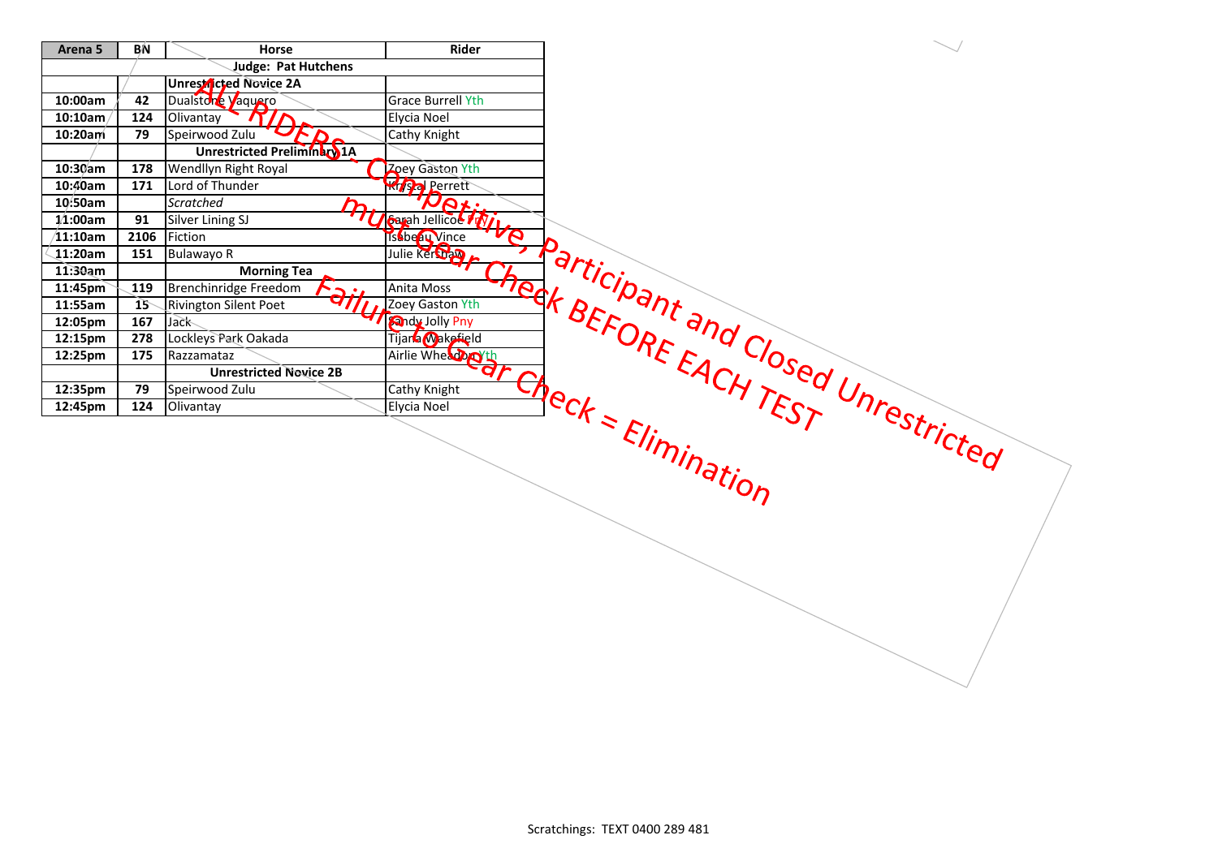| Arena 5 | BN | Horse | Rider |
|---|---|---|---|
| | | **Judge: Pat Hutchens** | |
| | | **Unrestricted Novice 2A** | |
| **10:00am** | **42** | Dualstone Vaquero | Grace Burrell Yth |
| **10:10am** | **124** | Olivantay | Elycia Noel |
| **10:20am** | **79** | Speirwood Zulu | Cathy Knight |
| | | **Unrestricted Preliminary 1A** | |
| **10:30am** | **178** | Wendllyn Right Royal | Zoey Gaston Yth |
| **10:40am** | **171** | Lord of Thunder | Krystal Perrett |
| **10:50am** | | *Scratched* | |
| **11:00am** | **91** | Silver Lining SJ | Sarah Jellicoe Pny |
| **11:10am** | **2106** | Fiction | Isabeau Vince |
| **11:20am** | **151** | Bulawayo R | Julie Kershaw |
| **11:30am** | | **Morning Tea** | |
| **11:45pm** | **119** | Brenchinridge Freedom | Anita Moss |
| **11:55am** | **15** | Rivington Silent Poet | Zoey Gaston Yth |
| **12:05pm** | **167** | Jack | Sandy Jolly Pny |
| **12:15pm** | **278** | Lockleys Park Oakada | Tijana Wakefield |
| **12:25pm** | **175** | Razzamataz | Airlie Wheadon Yth |
| | | **Unrestricted Novice 2B** | |
| **12:35pm** | **79** | Speirwood Zulu | Cathy Knight |
| **12:45pm** | **124** | Olivantay | Elycia Noel |

ALL RIDERS - Competitive, Participant and Closed Unrestricted must Gear Check BEFORE EACH TEST

Failure to Gear Check = Elimination

Scratchings: TEXT 0400 289 481